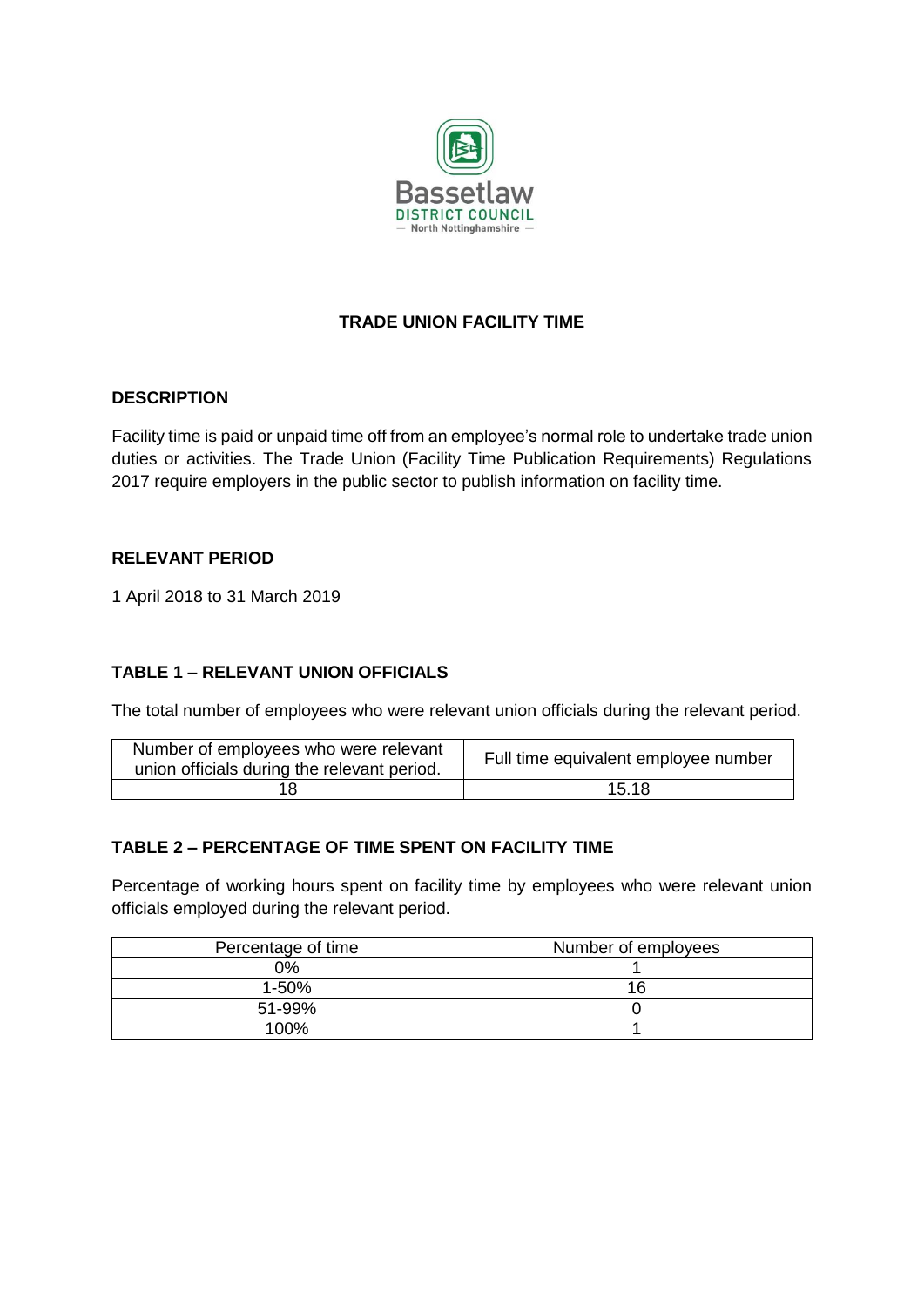Bassetlaw
DISTRICT COUNCIL
— North Nottinghamshire —

# TRADE UNION FACILITY TIME

## DESCRIPTION

Facility time is paid or unpaid time off from an employee's normal role to undertake trade union duties or activities. The Trade Union (Facility Time Publication Requirements) Regulations 2017 require employers in the public sector to publish information on facility time.

## RELEVANT PERIOD

1 April 2018 to 31 March 2019

## TABLE 1 – RELEVANT UNION OFFICIALS

The total number of employees who were relevant union officials during the relevant period.

| Number of employees who were relevant union officials during the relevant period. | Full time equivalent employee number |
|---|---|
| 18 | 15.18 |

## TABLE 2 – PERCENTAGE OF TIME SPENT ON FACILITY TIME

Percentage of working hours spent on facility time by employees who were relevant union officials employed during the relevant period.

| Percentage of time | Number of employees |
|---|---|
| 0% | 1 |
| 1-50% | 16 |
| 51-99% | 0 |
| 100% | 1 |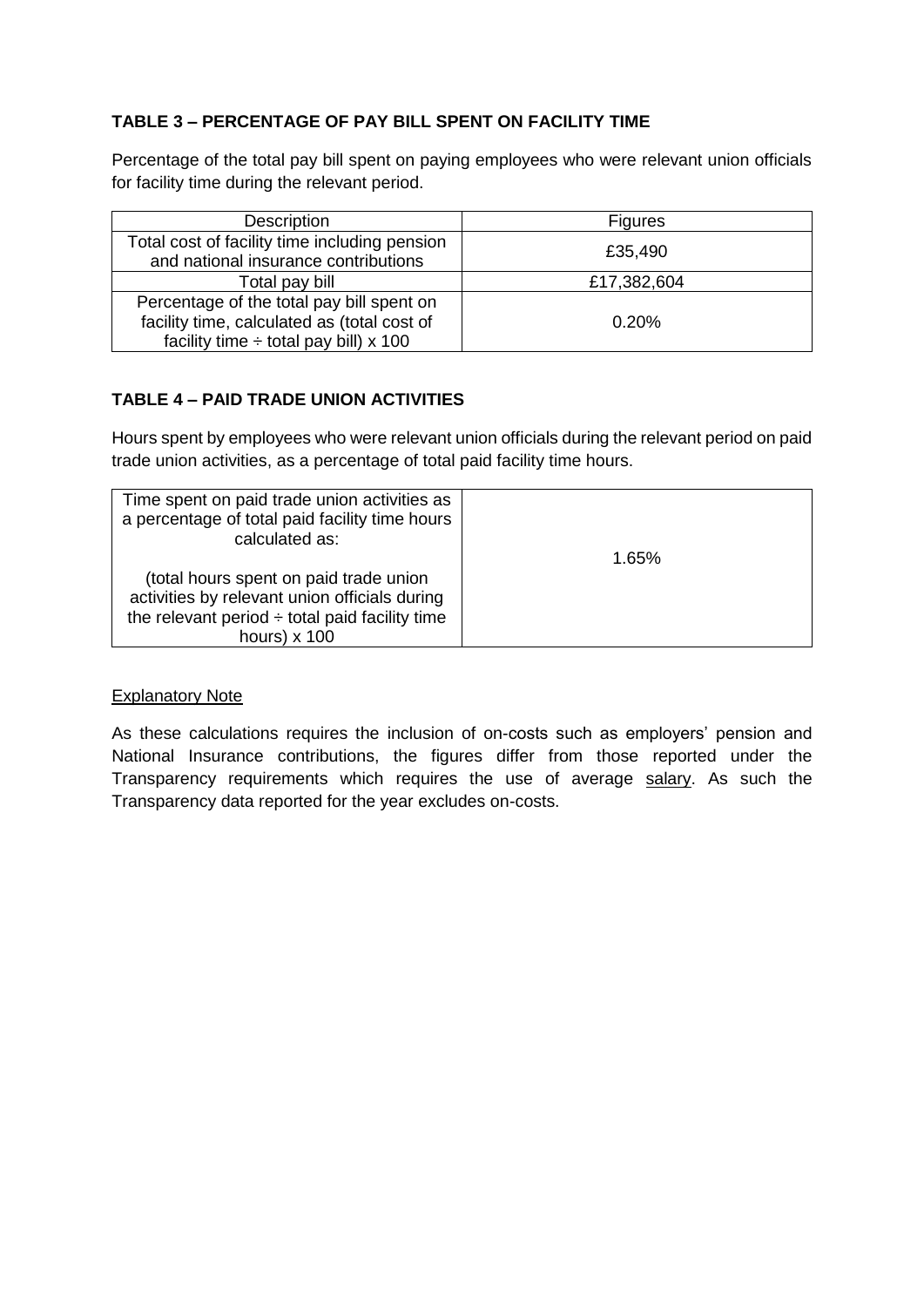### TABLE 3 – PERCENTAGE OF PAY BILL SPENT ON FACILITY TIME

Percentage of the total pay bill spent on paying employees who were relevant union officials for facility time during the relevant period.

| Description | Figures |
|---|---|
| Total cost of facility time including pension and national insurance contributions | £35,490 |
| Total pay bill | £17,382,604 |
| Percentage of the total pay bill spent on facility time, calculated as (total cost of facility time ÷ total pay bill) x 100 | 0.20% |

### TABLE 4 – PAID TRADE UNION ACTIVITIES

Hours spent by employees who were relevant union officials during the relevant period on paid trade union activities, as a percentage of total paid facility time hours.

| | |
|---|---|
| Time spent on paid trade union activities as a percentage of total paid facility time hours calculated as:<br><br>(total hours spent on paid trade union activities by relevant union officials during the relevant period ÷ total paid facility time hours) x 100 | 1.65% |

Explanatory Note

As these calculations requires the inclusion of on-costs such as employers' pension and National Insurance contributions, the figures differ from those reported under the Transparency requirements which requires the use of average salary. As such the Transparency data reported for the year excludes on-costs.